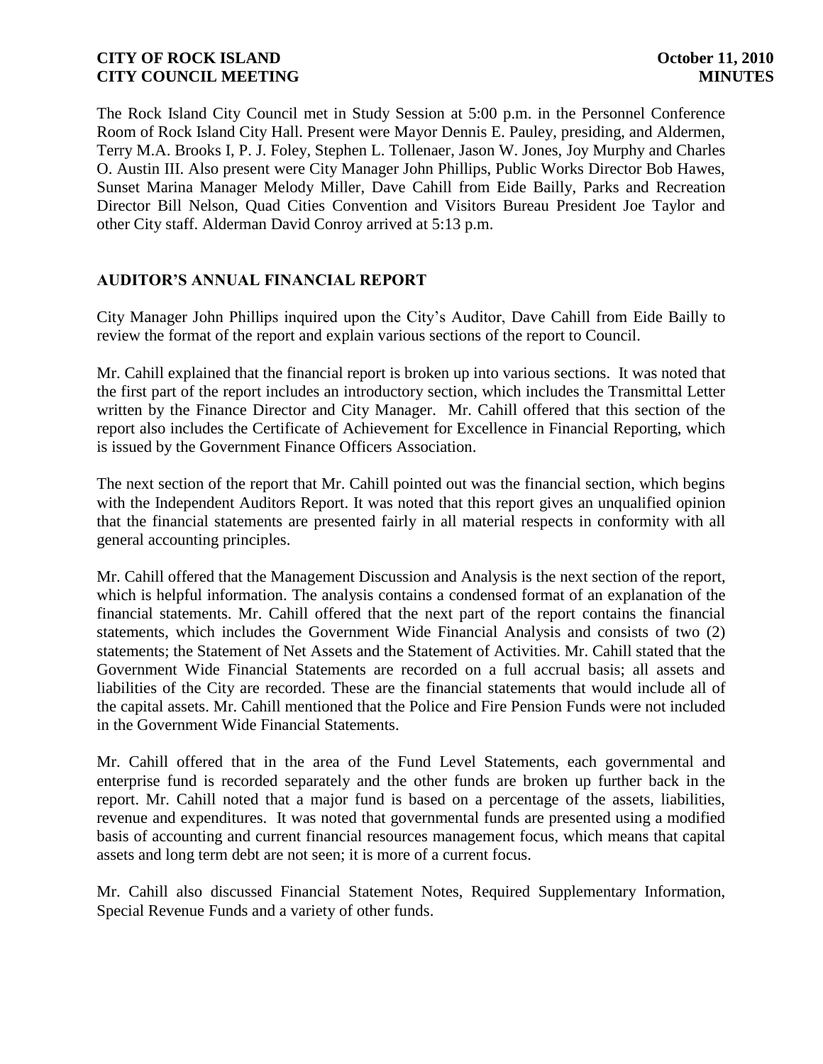The Rock Island City Council met in Study Session at 5:00 p.m. in the Personnel Conference Room of Rock Island City Hall. Present were Mayor Dennis E. Pauley, presiding, and Aldermen, Terry M.A. Brooks I, P. J. Foley, Stephen L. Tollenaer, Jason W. Jones, Joy Murphy and Charles O. Austin III. Also present were City Manager John Phillips, Public Works Director Bob Hawes, Sunset Marina Manager Melody Miller, Dave Cahill from Eide Bailly, Parks and Recreation Director Bill Nelson, Quad Cities Convention and Visitors Bureau President Joe Taylor and other City staff. Alderman David Conroy arrived at 5:13 p.m.

## AUDITOR'S ANNUAL FINANCIAL REPORT

City Manager John Phillips inquired upon the City's Auditor, Dave Cahill from Eide Bailly to review the format of the report and explain various sections of the report to Council.

Mr. Cahill explained that the financial report is broken up into various sections. It was noted that the first part of the report includes an introductory section, which includes the Transmittal Letter written by the Finance Director and City Manager. Mr. Cahill offered that this section of the report also includes the Certificate of Achievement for Excellence in Financial Reporting, which is issued by the Government Finance Officers Association.

The next section of the report that Mr. Cahill pointed out was the financial section, which begins with the Independent Auditors Report. It was noted that this report gives an unqualified opinion that the financial statements are presented fairly in all material respects in conformity with all general accounting principles.

Mr. Cahill offered that the Management Discussion and Analysis is the next section of the report, which is helpful information. The analysis contains a condensed format of an explanation of the financial statements. Mr. Cahill offered that the next part of the report contains the financial statements, which includes the Government Wide Financial Analysis and consists of two (2) statements; the Statement of Net Assets and the Statement of Activities. Mr. Cahill stated that the Government Wide Financial Statements are recorded on a full accrual basis; all assets and liabilities of the City are recorded. These are the financial statements that would include all of the capital assets. Mr. Cahill mentioned that the Police and Fire Pension Funds were not included in the Government Wide Financial Statements.

Mr. Cahill offered that in the area of the Fund Level Statements, each governmental and enterprise fund is recorded separately and the other funds are broken up further back in the report. Mr. Cahill noted that a major fund is based on a percentage of the assets, liabilities, revenue and expenditures. It was noted that governmental funds are presented using a modified basis of accounting and current financial resources management focus, which means that capital assets and long term debt are not seen; it is more of a current focus.

Mr. Cahill also discussed Financial Statement Notes, Required Supplementary Information, Special Revenue Funds and a variety of other funds.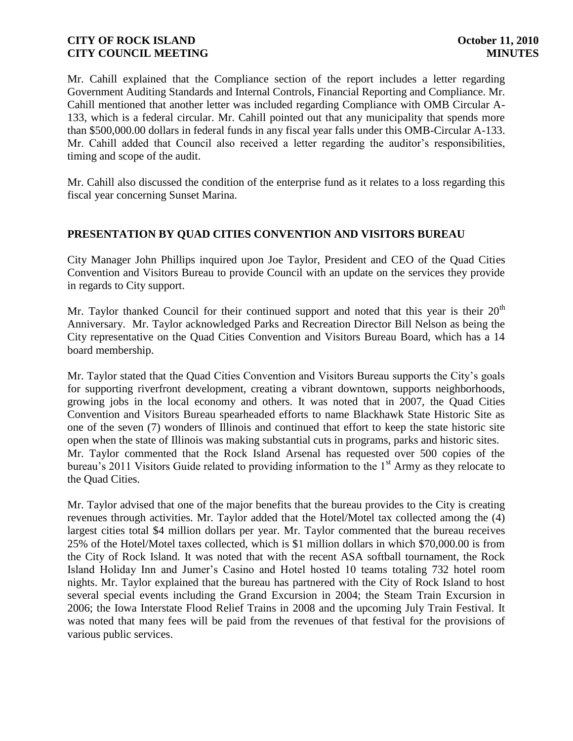Mr. Cahill explained that the Compliance section of the report includes a letter regarding Government Auditing Standards and Internal Controls, Financial Reporting and Compliance. Mr. Cahill mentioned that another letter was included regarding Compliance with OMB Circular A-133, which is a federal circular. Mr. Cahill pointed out that any municipality that spends more than $500,000.00 dollars in federal funds in any fiscal year falls under this OMB-Circular A-133. Mr. Cahill added that Council also received a letter regarding the auditor's responsibilities, timing and scope of the audit.

Mr. Cahill also discussed the condition of the enterprise fund as it relates to a loss regarding this fiscal year concerning Sunset Marina.

## PRESENTATION BY QUAD CITIES CONVENTION AND VISITORS BUREAU

City Manager John Phillips inquired upon Joe Taylor, President and CEO of the Quad Cities Convention and Visitors Bureau to provide Council with an update on the services they provide in regards to City support.

Mr. Taylor thanked Council for their continued support and noted that this year is their 20th Anniversary. Mr. Taylor acknowledged Parks and Recreation Director Bill Nelson as being the City representative on the Quad Cities Convention and Visitors Bureau Board, which has a 14 board membership.

Mr. Taylor stated that the Quad Cities Convention and Visitors Bureau supports the City's goals for supporting riverfront development, creating a vibrant downtown, supports neighborhoods, growing jobs in the local economy and others. It was noted that in 2007, the Quad Cities Convention and Visitors Bureau spearheaded efforts to name Blackhawk State Historic Site as one of the seven (7) wonders of Illinois and continued that effort to keep the state historic site open when the state of Illinois was making substantial cuts in programs, parks and historic sites. Mr. Taylor commented that the Rock Island Arsenal has requested over 500 copies of the bureau's 2011 Visitors Guide related to providing information to the 1st Army as they relocate to the Quad Cities.

Mr. Taylor advised that one of the major benefits that the bureau provides to the City is creating revenues through activities. Mr. Taylor added that the Hotel/Motel tax collected among the (4) largest cities total $4 million dollars per year. Mr. Taylor commented that the bureau receives 25% of the Hotel/Motel taxes collected, which is $1 million dollars in which $70,000.00 is from the City of Rock Island. It was noted that with the recent ASA softball tournament, the Rock Island Holiday Inn and Jumer's Casino and Hotel hosted 10 teams totaling 732 hotel room nights. Mr. Taylor explained that the bureau has partnered with the City of Rock Island to host several special events including the Grand Excursion in 2004; the Steam Train Excursion in 2006; the Iowa Interstate Flood Relief Trains in 2008 and the upcoming July Train Festival. It was noted that many fees will be paid from the revenues of that festival for the provisions of various public services.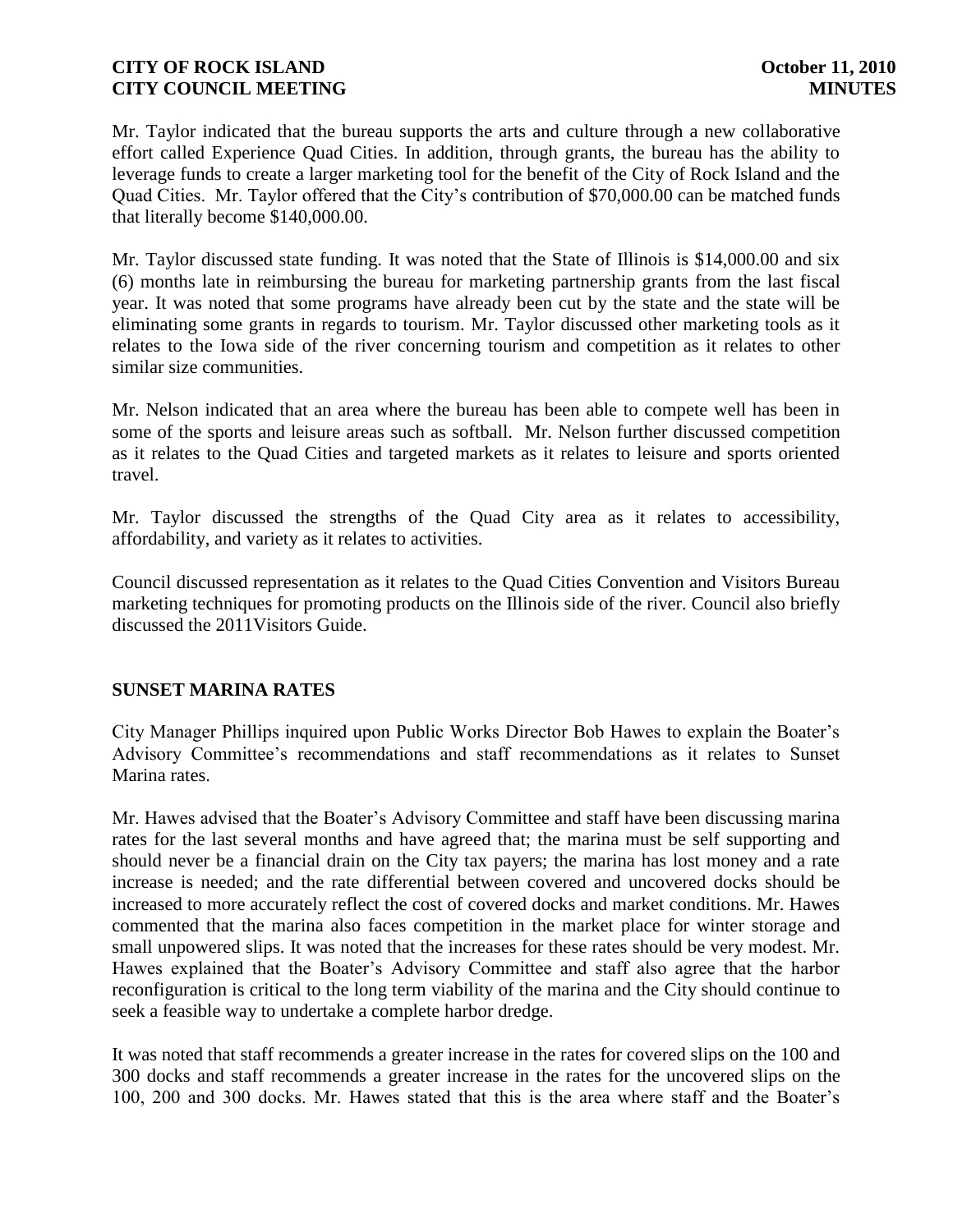Mr. Taylor indicated that the bureau supports the arts and culture through a new collaborative effort called Experience Quad Cities. In addition, through grants, the bureau has the ability to leverage funds to create a larger marketing tool for the benefit of the City of Rock Island and the Quad Cities. Mr. Taylor offered that the City's contribution of $70,000.00 can be matched funds that literally become $140,000.00.

Mr. Taylor discussed state funding. It was noted that the State of Illinois is $14,000.00 and six (6) months late in reimbursing the bureau for marketing partnership grants from the last fiscal year. It was noted that some programs have already been cut by the state and the state will be eliminating some grants in regards to tourism. Mr. Taylor discussed other marketing tools as it relates to the Iowa side of the river concerning tourism and competition as it relates to other similar size communities.

Mr. Nelson indicated that an area where the bureau has been able to compete well has been in some of the sports and leisure areas such as softball. Mr. Nelson further discussed competition as it relates to the Quad Cities and targeted markets as it relates to leisure and sports oriented travel.

Mr. Taylor discussed the strengths of the Quad City area as it relates to accessibility, affordability, and variety as it relates to activities.

Council discussed representation as it relates to the Quad Cities Convention and Visitors Bureau marketing techniques for promoting products on the Illinois side of the river. Council also briefly discussed the 2011Visitors Guide.

**SUNSET MARINA RATES**

City Manager Phillips inquired upon Public Works Director Bob Hawes to explain the Boater's Advisory Committee's recommendations and staff recommendations as it relates to Sunset Marina rates.

Mr. Hawes advised that the Boater's Advisory Committee and staff have been discussing marina rates for the last several months and have agreed that; the marina must be self supporting and should never be a financial drain on the City tax payers; the marina has lost money and a rate increase is needed; and the rate differential between covered and uncovered docks should be increased to more accurately reflect the cost of covered docks and market conditions. Mr. Hawes commented that the marina also faces competition in the market place for winter storage and small unpowered slips. It was noted that the increases for these rates should be very modest. Mr. Hawes explained that the Boater's Advisory Committee and staff also agree that the harbor reconfiguration is critical to the long term viability of the marina and the City should continue to seek a feasible way to undertake a complete harbor dredge.

It was noted that staff recommends a greater increase in the rates for covered slips on the 100 and 300 docks and staff recommends a greater increase in the rates for the uncovered slips on the 100, 200 and 300 docks. Mr. Hawes stated that this is the area where staff and the Boater's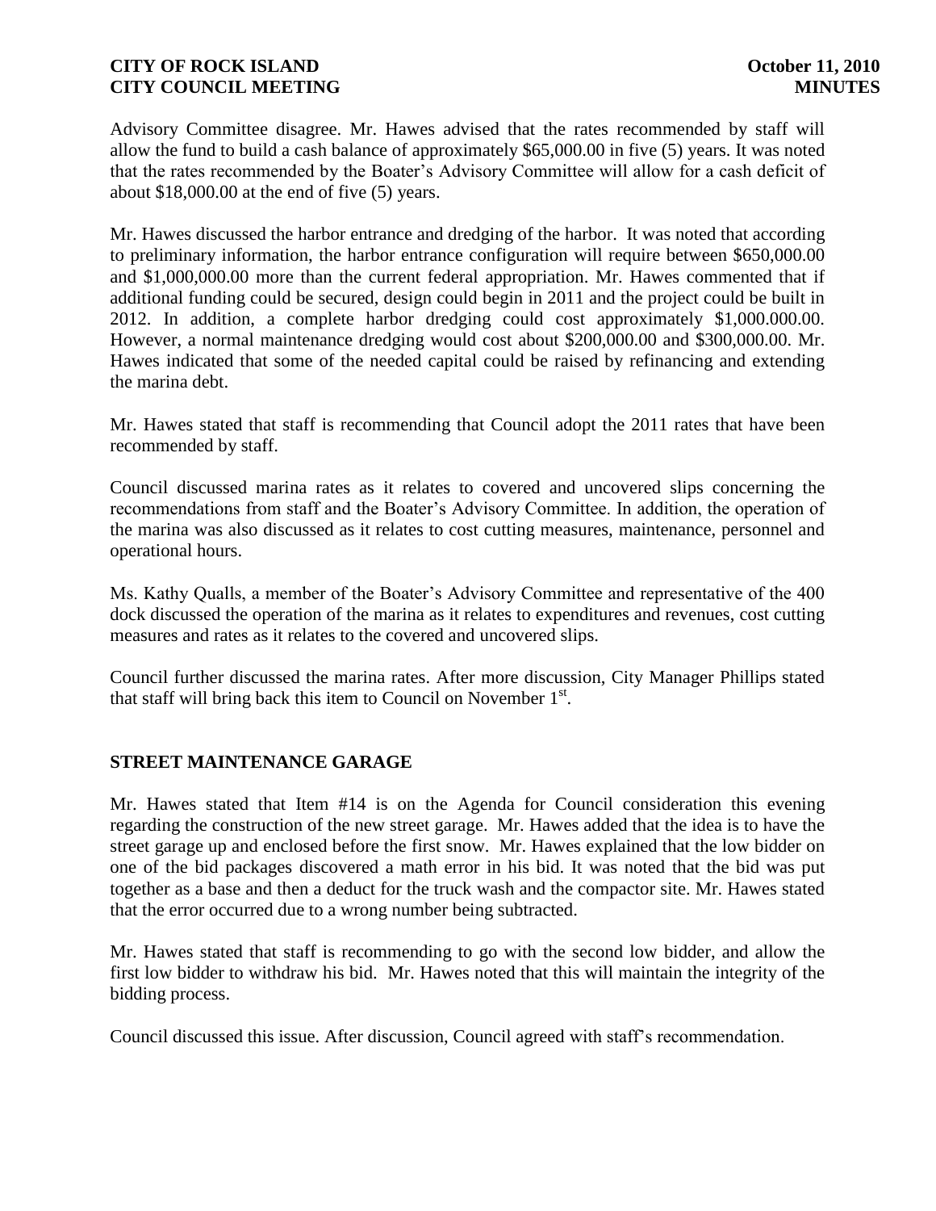Advisory Committee disagree. Mr. Hawes advised that the rates recommended by staff will allow the fund to build a cash balance of approximately $65,000.00 in five (5) years. It was noted that the rates recommended by the Boater's Advisory Committee will allow for a cash deficit of about $18,000.00 at the end of five (5) years.

Mr. Hawes discussed the harbor entrance and dredging of the harbor. It was noted that according to preliminary information, the harbor entrance configuration will require between $650,000.00 and $1,000,000.00 more than the current federal appropriation. Mr. Hawes commented that if additional funding could be secured, design could begin in 2011 and the project could be built in 2012. In addition, a complete harbor dredging could cost approximately $1,000.000.00. However, a normal maintenance dredging would cost about $200,000.00 and $300,000.00. Mr. Hawes indicated that some of the needed capital could be raised by refinancing and extending the marina debt.

Mr. Hawes stated that staff is recommending that Council adopt the 2011 rates that have been recommended by staff.

Council discussed marina rates as it relates to covered and uncovered slips concerning the recommendations from staff and the Boater's Advisory Committee. In addition, the operation of the marina was also discussed as it relates to cost cutting measures, maintenance, personnel and operational hours.

Ms. Kathy Qualls, a member of the Boater's Advisory Committee and representative of the 400 dock discussed the operation of the marina as it relates to expenditures and revenues, cost cutting measures and rates as it relates to the covered and uncovered slips.

Council further discussed the marina rates. After more discussion, City Manager Phillips stated that staff will bring back this item to Council on November 1st.

## STREET MAINTENANCE GARAGE

Mr. Hawes stated that Item #14 is on the Agenda for Council consideration this evening regarding the construction of the new street garage. Mr. Hawes added that the idea is to have the street garage up and enclosed before the first snow. Mr. Hawes explained that the low bidder on one of the bid packages discovered a math error in his bid. It was noted that the bid was put together as a base and then a deduct for the truck wash and the compactor site. Mr. Hawes stated that the error occurred due to a wrong number being subtracted.

Mr. Hawes stated that staff is recommending to go with the second low bidder, and allow the first low bidder to withdraw his bid. Mr. Hawes noted that this will maintain the integrity of the bidding process.

Council discussed this issue. After discussion, Council agreed with staff's recommendation.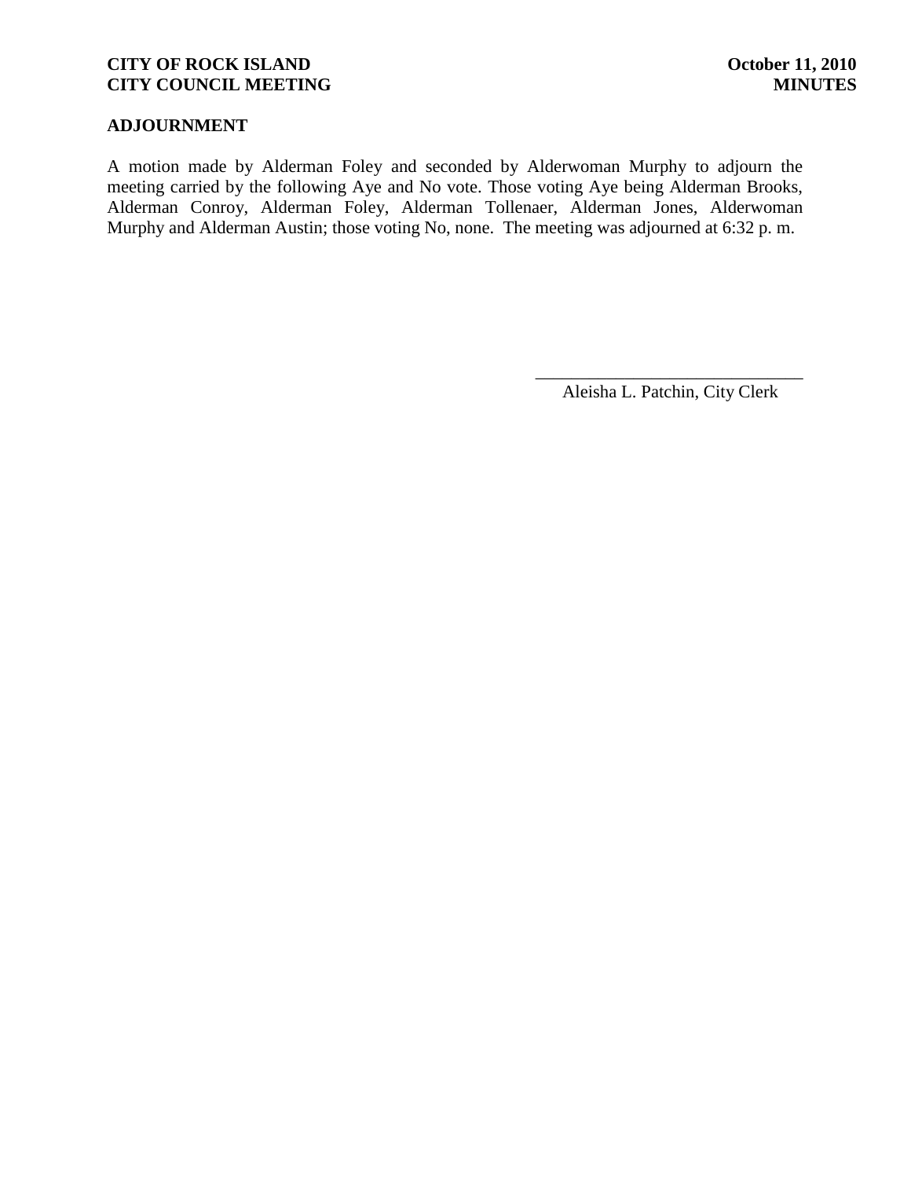## ADJOURNMENT

A motion made by Alderman Foley and seconded by Alderwoman Murphy to adjourn the meeting carried by the following Aye and No vote. Those voting Aye being Alderman Brooks, Alderman Conroy, Alderman Foley, Alderman Tollenaer, Alderman Jones, Alderwoman Murphy and Alderman Austin; those voting No, none. The meeting was adjourned at 6:32 p. m.

\_\_\_\_\_\_\_\_\_\_\_\_\_\_\_\_\_\_\_\_\_\_\_\_\_\_\_\_\_\_

Aleisha L. Patchin, City Clerk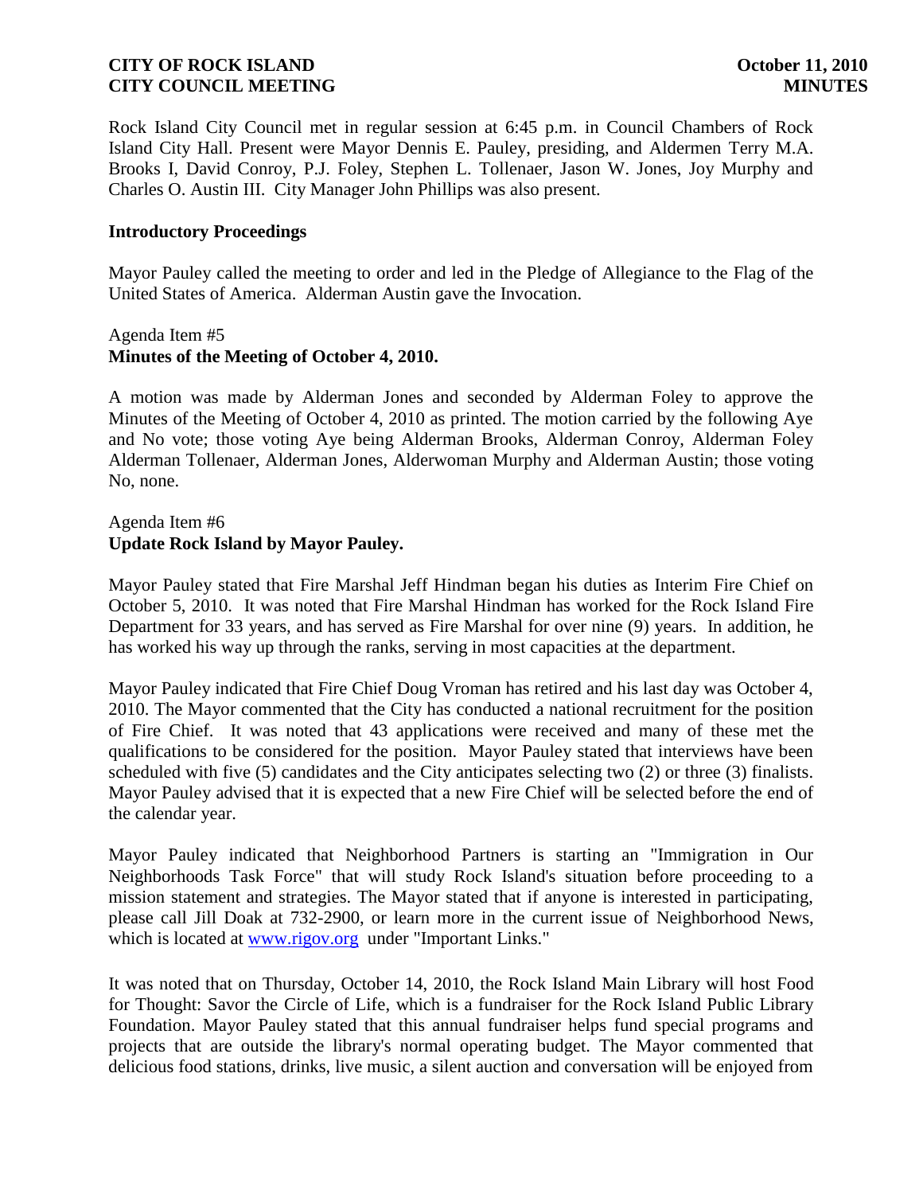Rock Island City Council met in regular session at 6:45 p.m. in Council Chambers of Rock Island City Hall. Present were Mayor Dennis E. Pauley, presiding, and Aldermen Terry M.A. Brooks I, David Conroy, P.J. Foley, Stephen L. Tollenaer, Jason W. Jones, Joy Murphy and Charles O. Austin III. City Manager John Phillips was also present.

**Introductory Proceedings**

Mayor Pauley called the meeting to order and led in the Pledge of Allegiance to the Flag of the United States of America. Alderman Austin gave the Invocation.

Agenda Item #5
**Minutes of the Meeting of October 4, 2010.**

A motion was made by Alderman Jones and seconded by Alderman Foley to approve the Minutes of the Meeting of October 4, 2010 as printed. The motion carried by the following Aye and No vote; those voting Aye being Alderman Brooks, Alderman Conroy, Alderman Foley Alderman Tollenaer, Alderman Jones, Alderwoman Murphy and Alderman Austin; those voting No, none.

Agenda Item #6
**Update Rock Island by Mayor Pauley.**

Mayor Pauley stated that Fire Marshal Jeff Hindman began his duties as Interim Fire Chief on October 5, 2010. It was noted that Fire Marshal Hindman has worked for the Rock Island Fire Department for 33 years, and has served as Fire Marshal for over nine (9) years. In addition, he has worked his way up through the ranks, serving in most capacities at the department.

Mayor Pauley indicated that Fire Chief Doug Vroman has retired and his last day was October 4, 2010. The Mayor commented that the City has conducted a national recruitment for the position of Fire Chief. It was noted that 43 applications were received and many of these met the qualifications to be considered for the position. Mayor Pauley stated that interviews have been scheduled with five (5) candidates and the City anticipates selecting two (2) or three (3) finalists. Mayor Pauley advised that it is expected that a new Fire Chief will be selected before the end of the calendar year.

Mayor Pauley indicated that Neighborhood Partners is starting an "Immigration in Our Neighborhoods Task Force" that will study Rock Island's situation before proceeding to a mission statement and strategies. The Mayor stated that if anyone is interested in participating, please call Jill Doak at 732-2900, or learn more in the current issue of Neighborhood News, which is located at www.rigov.org under "Important Links."

It was noted that on Thursday, October 14, 2010, the Rock Island Main Library will host Food for Thought: Savor the Circle of Life, which is a fundraiser for the Rock Island Public Library Foundation. Mayor Pauley stated that this annual fundraiser helps fund special programs and projects that are outside the library's normal operating budget. The Mayor commented that delicious food stations, drinks, live music, a silent auction and conversation will be enjoyed from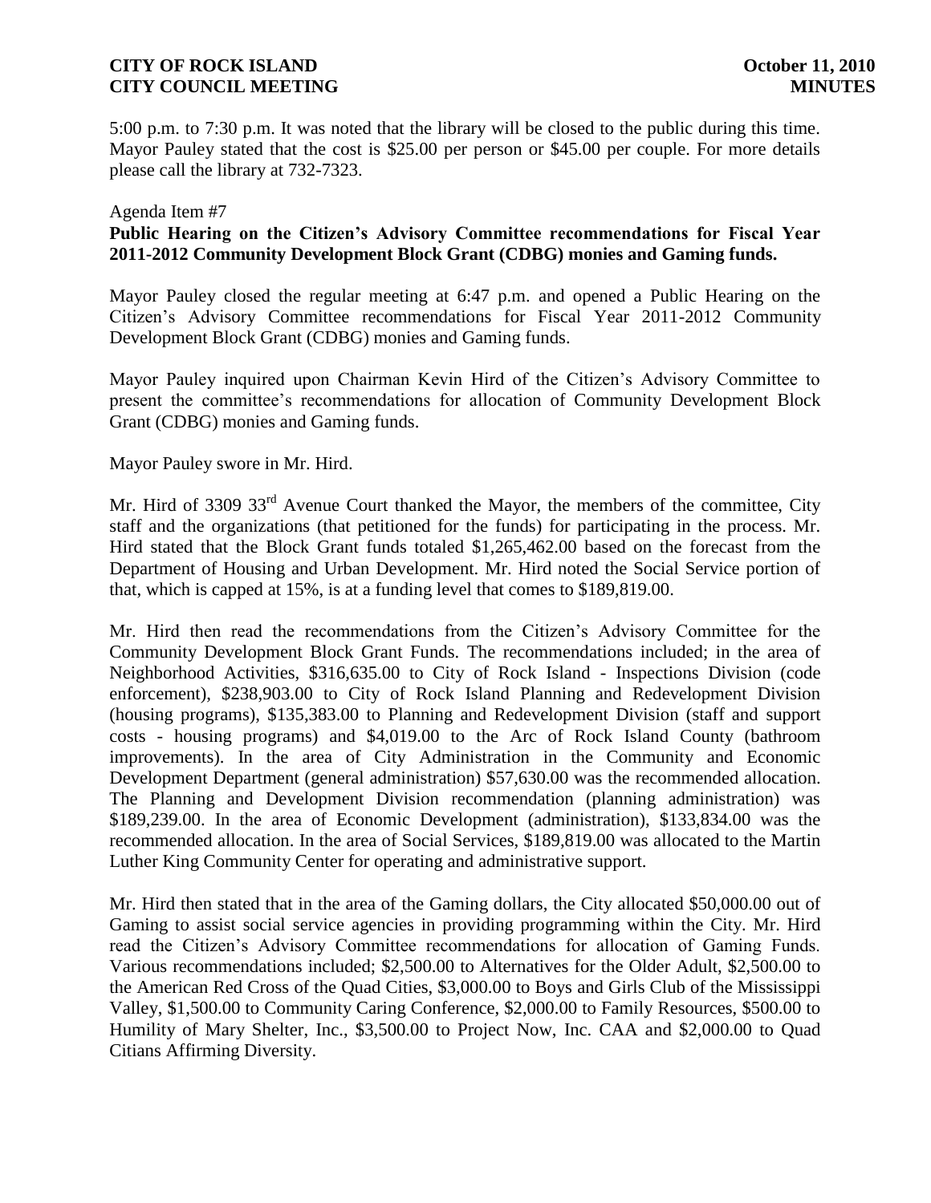5:00 p.m. to 7:30 p.m. It was noted that the library will be closed to the public during this time. Mayor Pauley stated that the cost is $25.00 per person or $45.00 per couple. For more details please call the library at 732-7323.

Agenda Item #7

**Public Hearing on the Citizen's Advisory Committee recommendations for Fiscal Year 2011-2012 Community Development Block Grant (CDBG) monies and Gaming funds.**

Mayor Pauley closed the regular meeting at 6:47 p.m. and opened a Public Hearing on the Citizen's Advisory Committee recommendations for Fiscal Year 2011-2012 Community Development Block Grant (CDBG) monies and Gaming funds.

Mayor Pauley inquired upon Chairman Kevin Hird of the Citizen's Advisory Committee to present the committee's recommendations for allocation of Community Development Block Grant (CDBG) monies and Gaming funds.

Mayor Pauley swore in Mr. Hird.

Mr. Hird of 3309 33rd Avenue Court thanked the Mayor, the members of the committee, City staff and the organizations (that petitioned for the funds) for participating in the process. Mr. Hird stated that the Block Grant funds totaled $1,265,462.00 based on the forecast from the Department of Housing and Urban Development. Mr. Hird noted the Social Service portion of that, which is capped at 15%, is at a funding level that comes to $189,819.00.

Mr. Hird then read the recommendations from the Citizen's Advisory Committee for the Community Development Block Grant Funds. The recommendations included; in the area of Neighborhood Activities, $316,635.00 to City of Rock Island - Inspections Division (code enforcement), $238,903.00 to City of Rock Island Planning and Redevelopment Division (housing programs), $135,383.00 to Planning and Redevelopment Division (staff and support costs - housing programs) and $4,019.00 to the Arc of Rock Island County (bathroom improvements). In the area of City Administration in the Community and Economic Development Department (general administration) $57,630.00 was the recommended allocation. The Planning and Development Division recommendation (planning administration) was $189,239.00. In the area of Economic Development (administration), $133,834.00 was the recommended allocation. In the area of Social Services, $189,819.00 was allocated to the Martin Luther King Community Center for operating and administrative support.

Mr. Hird then stated that in the area of the Gaming dollars, the City allocated $50,000.00 out of Gaming to assist social service agencies in providing programming within the City. Mr. Hird read the Citizen's Advisory Committee recommendations for allocation of Gaming Funds. Various recommendations included; $2,500.00 to Alternatives for the Older Adult, $2,500.00 to the American Red Cross of the Quad Cities, $3,000.00 to Boys and Girls Club of the Mississippi Valley, $1,500.00 to Community Caring Conference, $2,000.00 to Family Resources, $500.00 to Humility of Mary Shelter, Inc., $3,500.00 to Project Now, Inc. CAA and $2,000.00 to Quad Citians Affirming Diversity.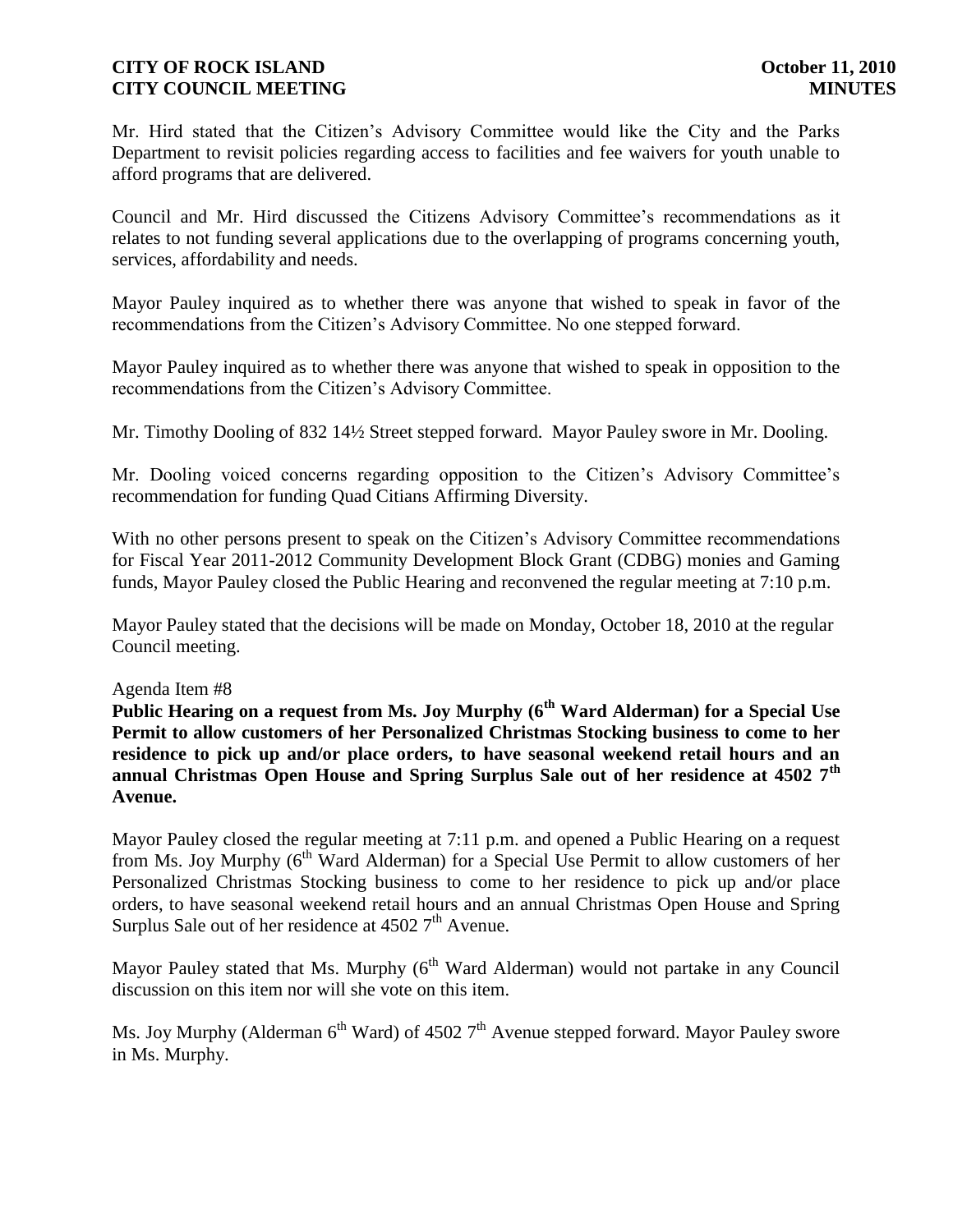Mr. Hird stated that the Citizen's Advisory Committee would like the City and the Parks Department to revisit policies regarding access to facilities and fee waivers for youth unable to afford programs that are delivered.

Council and Mr. Hird discussed the Citizens Advisory Committee's recommendations as it relates to not funding several applications due to the overlapping of programs concerning youth, services, affordability and needs.

Mayor Pauley inquired as to whether there was anyone that wished to speak in favor of the recommendations from the Citizen's Advisory Committee. No one stepped forward.

Mayor Pauley inquired as to whether there was anyone that wished to speak in opposition to the recommendations from the Citizen's Advisory Committee.

Mr. Timothy Dooling of 832 14½ Street stepped forward. Mayor Pauley swore in Mr. Dooling.

Mr. Dooling voiced concerns regarding opposition to the Citizen's Advisory Committee's recommendation for funding Quad Citians Affirming Diversity.

With no other persons present to speak on the Citizen's Advisory Committee recommendations for Fiscal Year 2011-2012 Community Development Block Grant (CDBG) monies and Gaming funds, Mayor Pauley closed the Public Hearing and reconvened the regular meeting at 7:10 p.m.

Mayor Pauley stated that the decisions will be made on Monday, October 18, 2010 at the regular Council meeting.

Agenda Item #8

**Public Hearing on a request from Ms. Joy Murphy (6th Ward Alderman) for a Special Use Permit to allow customers of her Personalized Christmas Stocking business to come to her residence to pick up and/or place orders, to have seasonal weekend retail hours and an annual Christmas Open House and Spring Surplus Sale out of her residence at 4502 7th Avenue.**

Mayor Pauley closed the regular meeting at 7:11 p.m. and opened a Public Hearing on a request from Ms. Joy Murphy (6th Ward Alderman) for a Special Use Permit to allow customers of her Personalized Christmas Stocking business to come to her residence to pick up and/or place orders, to have seasonal weekend retail hours and an annual Christmas Open House and Spring Surplus Sale out of her residence at 4502 7th Avenue.

Mayor Pauley stated that Ms. Murphy (6th Ward Alderman) would not partake in any Council discussion on this item nor will she vote on this item.

Ms. Joy Murphy (Alderman 6th Ward) of 4502 7th Avenue stepped forward. Mayor Pauley swore in Ms. Murphy.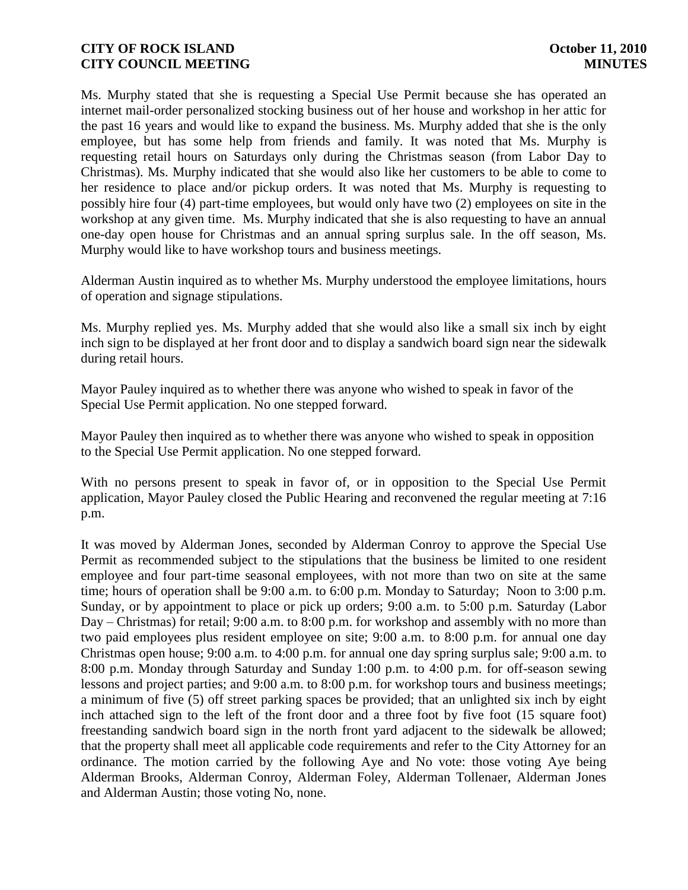Ms. Murphy stated that she is requesting a Special Use Permit because she has operated an internet mail-order personalized stocking business out of her house and workshop in her attic for the past 16 years and would like to expand the business. Ms. Murphy added that she is the only employee, but has some help from friends and family. It was noted that Ms. Murphy is requesting retail hours on Saturdays only during the Christmas season (from Labor Day to Christmas). Ms. Murphy indicated that she would also like her customers to be able to come to her residence to place and/or pickup orders. It was noted that Ms. Murphy is requesting to possibly hire four (4) part-time employees, but would only have two (2) employees on site in the workshop at any given time. Ms. Murphy indicated that she is also requesting to have an annual one-day open house for Christmas and an annual spring surplus sale. In the off season, Ms. Murphy would like to have workshop tours and business meetings.

Alderman Austin inquired as to whether Ms. Murphy understood the employee limitations, hours of operation and signage stipulations.

Ms. Murphy replied yes. Ms. Murphy added that she would also like a small six inch by eight inch sign to be displayed at her front door and to display a sandwich board sign near the sidewalk during retail hours.

Mayor Pauley inquired as to whether there was anyone who wished to speak in favor of the Special Use Permit application. No one stepped forward.

Mayor Pauley then inquired as to whether there was anyone who wished to speak in opposition to the Special Use Permit application. No one stepped forward.

With no persons present to speak in favor of, or in opposition to the Special Use Permit application, Mayor Pauley closed the Public Hearing and reconvened the regular meeting at 7:16 p.m.

It was moved by Alderman Jones, seconded by Alderman Conroy to approve the Special Use Permit as recommended subject to the stipulations that the business be limited to one resident employee and four part-time seasonal employees, with not more than two on site at the same time; hours of operation shall be 9:00 a.m. to 6:00 p.m. Monday to Saturday; Noon to 3:00 p.m. Sunday, or by appointment to place or pick up orders; 9:00 a.m. to 5:00 p.m. Saturday (Labor Day – Christmas) for retail; 9:00 a.m. to 8:00 p.m. for workshop and assembly with no more than two paid employees plus resident employee on site; 9:00 a.m. to 8:00 p.m. for annual one day Christmas open house; 9:00 a.m. to 4:00 p.m. for annual one day spring surplus sale; 9:00 a.m. to 8:00 p.m. Monday through Saturday and Sunday 1:00 p.m. to 4:00 p.m. for off-season sewing lessons and project parties; and 9:00 a.m. to 8:00 p.m. for workshop tours and business meetings; a minimum of five (5) off street parking spaces be provided; that an unlighted six inch by eight inch attached sign to the left of the front door and a three foot by five foot (15 square foot) freestanding sandwich board sign in the north front yard adjacent to the sidewalk be allowed; that the property shall meet all applicable code requirements and refer to the City Attorney for an ordinance. The motion carried by the following Aye and No vote: those voting Aye being Alderman Brooks, Alderman Conroy, Alderman Foley, Alderman Tollenaer, Alderman Jones and Alderman Austin; those voting No, none.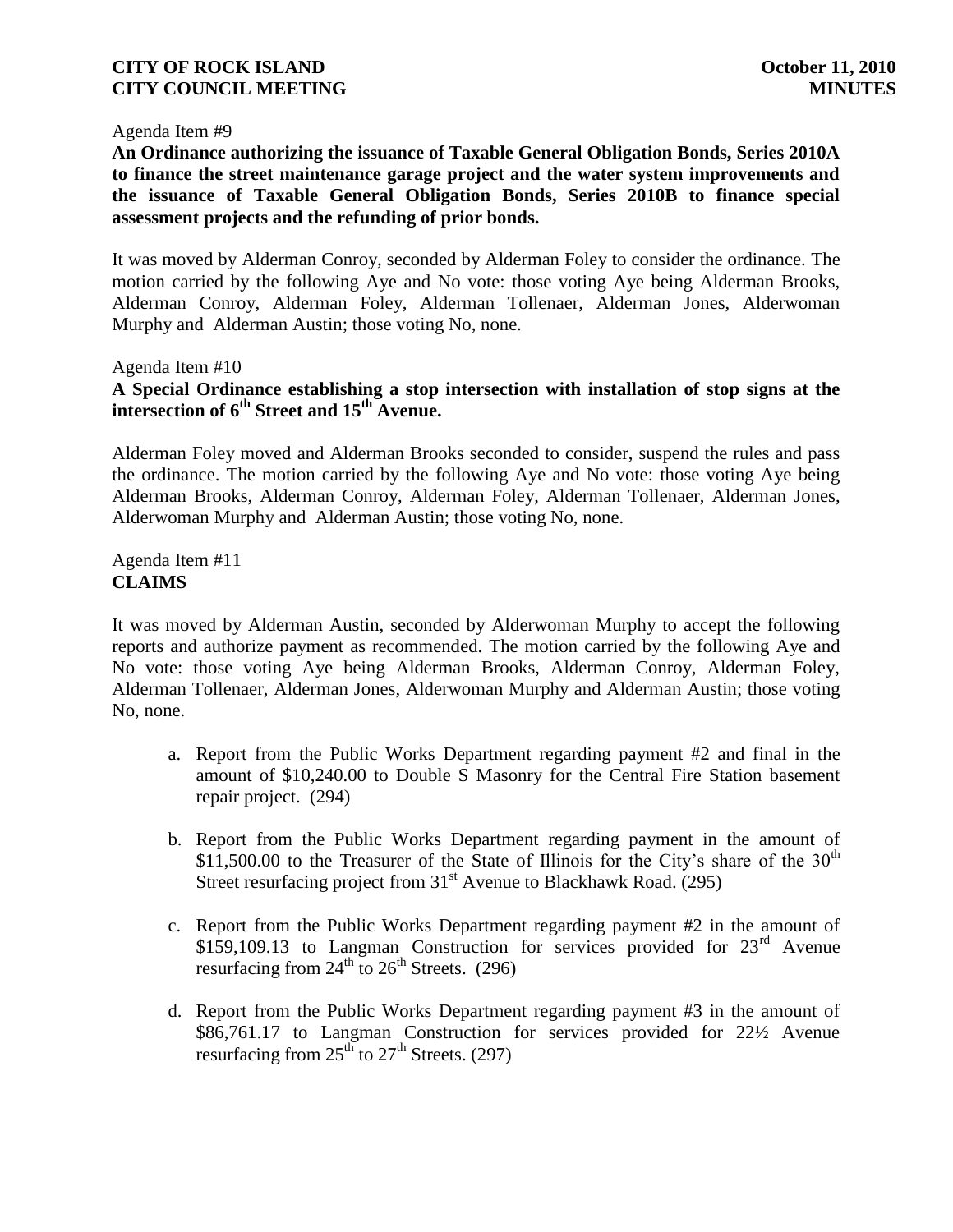Agenda Item #9

**An Ordinance authorizing the issuance of Taxable General Obligation Bonds, Series 2010A to finance the street maintenance garage project and the water system improvements and the issuance of Taxable General Obligation Bonds, Series 2010B to finance special assessment projects and the refunding of prior bonds.**

It was moved by Alderman Conroy, seconded by Alderman Foley to consider the ordinance. The motion carried by the following Aye and No vote: those voting Aye being Alderman Brooks, Alderman Conroy, Alderman Foley, Alderman Tollenaer, Alderman Jones, Alderwoman Murphy and Alderman Austin; those voting No, none.

Agenda Item #10

**A Special Ordinance establishing a stop intersection with installation of stop signs at the intersection of 6th Street and 15th Avenue.**

Alderman Foley moved and Alderman Brooks seconded to consider, suspend the rules and pass the ordinance. The motion carried by the following Aye and No vote: those voting Aye being Alderman Brooks, Alderman Conroy, Alderman Foley, Alderman Tollenaer, Alderman Jones, Alderwoman Murphy and Alderman Austin; those voting No, none.

Agenda Item #11

**CLAIMS**

It was moved by Alderman Austin, seconded by Alderwoman Murphy to accept the following reports and authorize payment as recommended. The motion carried by the following Aye and No vote: those voting Aye being Alderman Brooks, Alderman Conroy, Alderman Foley, Alderman Tollenaer, Alderman Jones, Alderwoman Murphy and Alderman Austin; those voting No, none.

a. Report from the Public Works Department regarding payment #2 and final in the amount of $10,240.00 to Double S Masonry for the Central Fire Station basement repair project. (294)

b. Report from the Public Works Department regarding payment in the amount of $11,500.00 to the Treasurer of the State of Illinois for the City's share of the 30th Street resurfacing project from 31st Avenue to Blackhawk Road. (295)

c. Report from the Public Works Department regarding payment #2 in the amount of $159,109.13 to Langman Construction for services provided for 23rd Avenue resurfacing from 24th to 26th Streets. (296)

d. Report from the Public Works Department regarding payment #3 in the amount of $86,761.17 to Langman Construction for services provided for 22½ Avenue resurfacing from 25th to 27th Streets. (297)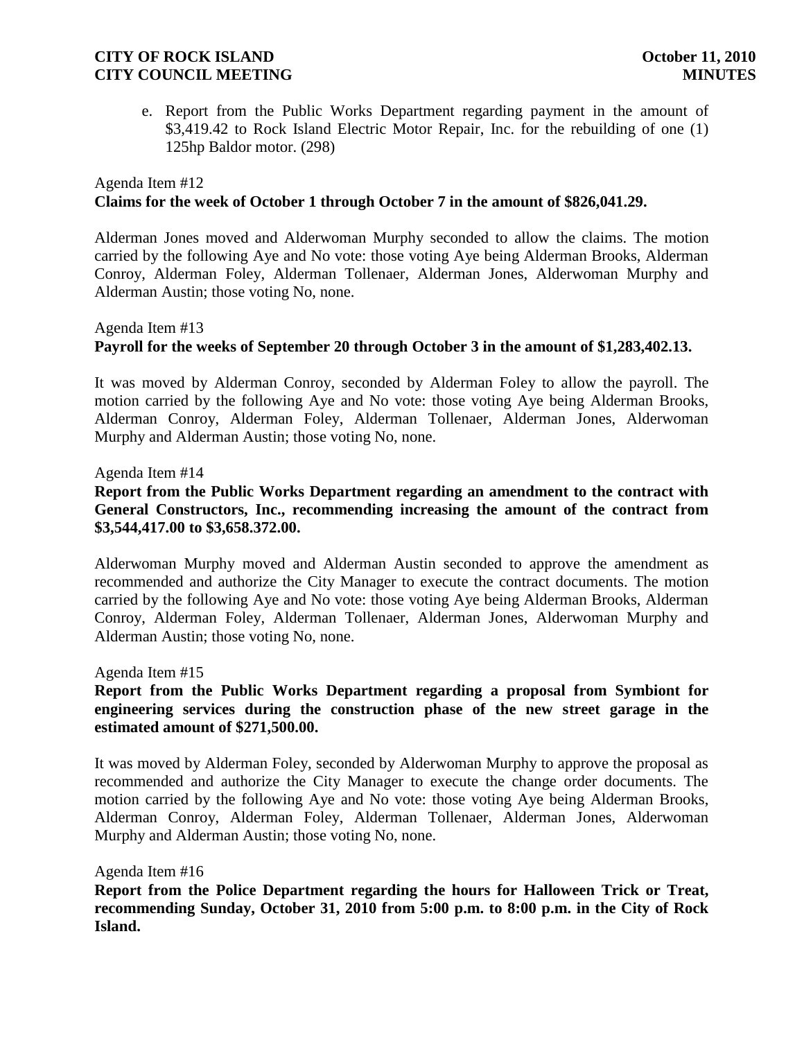e. Report from the Public Works Department regarding payment in the amount of $3,419.42 to Rock Island Electric Motor Repair, Inc. for the rebuilding of one (1) 125hp Baldor motor. (298)

Agenda Item #12
**Claims for the week of October 1 through October 7 in the amount of $826,041.29.**

Alderman Jones moved and Alderwoman Murphy seconded to allow the claims. The motion carried by the following Aye and No vote: those voting Aye being Alderman Brooks, Alderman Conroy, Alderman Foley, Alderman Tollenaer, Alderman Jones, Alderwoman Murphy and Alderman Austin; those voting No, none.

Agenda Item #13
**Payroll for the weeks of September 20 through October 3 in the amount of $1,283,402.13.**

It was moved by Alderman Conroy, seconded by Alderman Foley to allow the payroll. The motion carried by the following Aye and No vote: those voting Aye being Alderman Brooks, Alderman Conroy, Alderman Foley, Alderman Tollenaer, Alderman Jones, Alderwoman Murphy and Alderman Austin; those voting No, none.

Agenda Item #14
**Report from the Public Works Department regarding an amendment to the contract with General Constructors, Inc., recommending increasing the amount of the contract from $3,544,417.00 to $3,658.372.00.**

Alderwoman Murphy moved and Alderman Austin seconded to approve the amendment as recommended and authorize the City Manager to execute the contract documents. The motion carried by the following Aye and No vote: those voting Aye being Alderman Brooks, Alderman Conroy, Alderman Foley, Alderman Tollenaer, Alderman Jones, Alderwoman Murphy and Alderman Austin; those voting No, none.

Agenda Item #15
**Report from the Public Works Department regarding a proposal from Symbiont for engineering services during the construction phase of the new street garage in the estimated amount of $271,500.00.**

It was moved by Alderman Foley, seconded by Alderwoman Murphy to approve the proposal as recommended and authorize the City Manager to execute the change order documents. The motion carried by the following Aye and No vote: those voting Aye being Alderman Brooks, Alderman Conroy, Alderman Foley, Alderman Tollenaer, Alderman Jones, Alderwoman Murphy and Alderman Austin; those voting No, none.

Agenda Item #16
**Report from the Police Department regarding the hours for Halloween Trick or Treat, recommending Sunday, October 31, 2010 from 5:00 p.m. to 8:00 p.m. in the City of Rock Island.**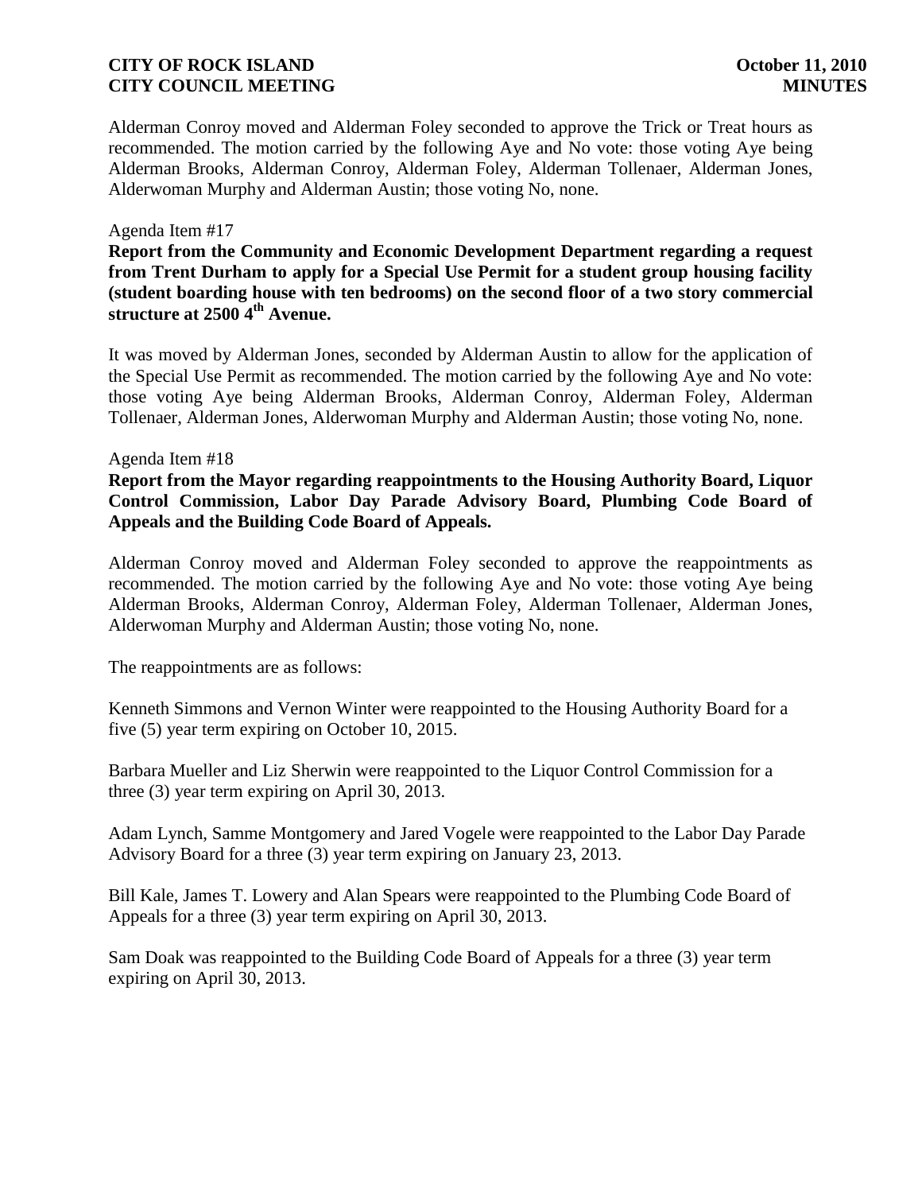Alderman Conroy moved and Alderman Foley seconded to approve the Trick or Treat hours as recommended. The motion carried by the following Aye and No vote: those voting Aye being Alderman Brooks, Alderman Conroy, Alderman Foley, Alderman Tollenaer, Alderman Jones, Alderwoman Murphy and Alderman Austin; those voting No, none.

Agenda Item #17

**Report from the Community and Economic Development Department regarding a request from Trent Durham to apply for a Special Use Permit for a student group housing facility (student boarding house with ten bedrooms) on the second floor of a two story commercial structure at 2500 4th Avenue.**

It was moved by Alderman Jones, seconded by Alderman Austin to allow for the application of the Special Use Permit as recommended. The motion carried by the following Aye and No vote: those voting Aye being Alderman Brooks, Alderman Conroy, Alderman Foley, Alderman Tollenaer, Alderman Jones, Alderwoman Murphy and Alderman Austin; those voting No, none.

Agenda Item #18

**Report from the Mayor regarding reappointments to the Housing Authority Board, Liquor Control Commission, Labor Day Parade Advisory Board, Plumbing Code Board of Appeals and the Building Code Board of Appeals.**

Alderman Conroy moved and Alderman Foley seconded to approve the reappointments as recommended. The motion carried by the following Aye and No vote: those voting Aye being Alderman Brooks, Alderman Conroy, Alderman Foley, Alderman Tollenaer, Alderman Jones, Alderwoman Murphy and Alderman Austin; those voting No, none.

The reappointments are as follows:

Kenneth Simmons and Vernon Winter were reappointed to the Housing Authority Board for a five (5) year term expiring on October 10, 2015.

Barbara Mueller and Liz Sherwin were reappointed to the Liquor Control Commission for a three (3) year term expiring on April 30, 2013.

Adam Lynch, Samme Montgomery and Jared Vogele were reappointed to the Labor Day Parade Advisory Board for a three (3) year term expiring on January 23, 2013.

Bill Kale, James T. Lowery and Alan Spears were reappointed to the Plumbing Code Board of Appeals for a three (3) year term expiring on April 30, 2013.

Sam Doak was reappointed to the Building Code Board of Appeals for a three (3) year term expiring on April 30, 2013.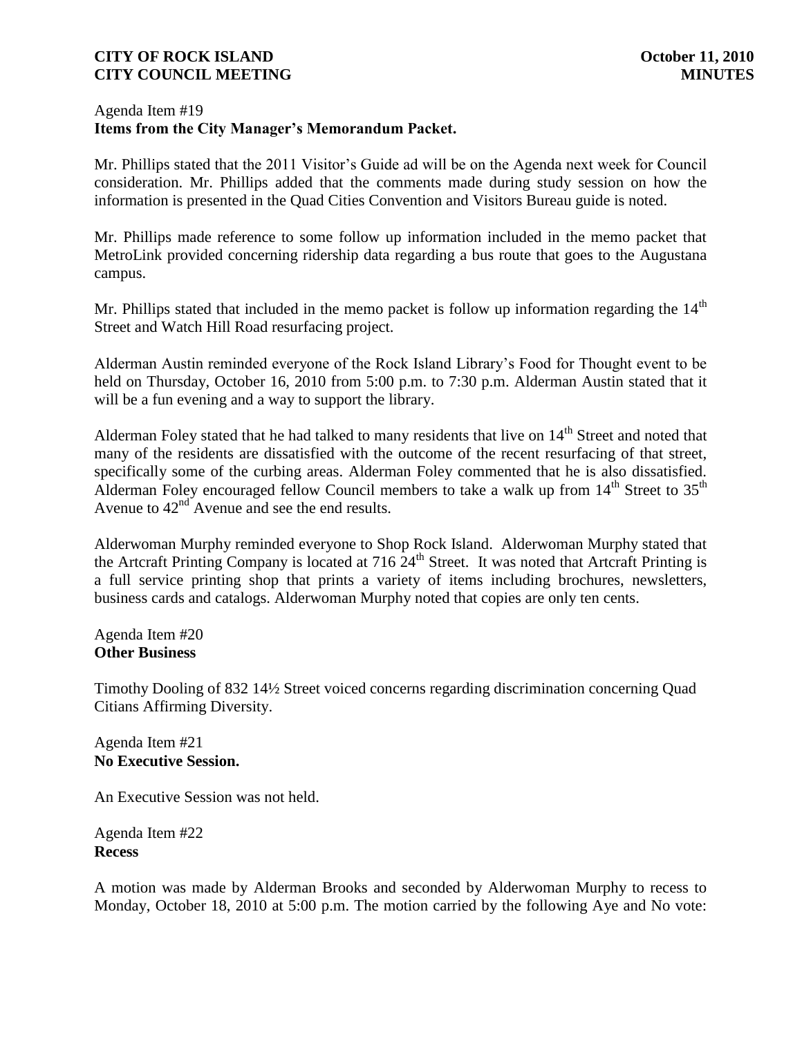Agenda Item #19
**Items from the City Manager's Memorandum Packet.**

Mr. Phillips stated that the 2011 Visitor's Guide ad will be on the Agenda next week for Council consideration. Mr. Phillips added that the comments made during study session on how the information is presented in the Quad Cities Convention and Visitors Bureau guide is noted.

Mr. Phillips made reference to some follow up information included in the memo packet that MetroLink provided concerning ridership data regarding a bus route that goes to the Augustana campus.

Mr. Phillips stated that included in the memo packet is follow up information regarding the 14th Street and Watch Hill Road resurfacing project.

Alderman Austin reminded everyone of the Rock Island Library's Food for Thought event to be held on Thursday, October 16, 2010 from 5:00 p.m. to 7:30 p.m. Alderman Austin stated that it will be a fun evening and a way to support the library.

Alderman Foley stated that he had talked to many residents that live on 14th Street and noted that many of the residents are dissatisfied with the outcome of the recent resurfacing of that street, specifically some of the curbing areas. Alderman Foley commented that he is also dissatisfied. Alderman Foley encouraged fellow Council members to take a walk up from 14th Street to 35th Avenue to 42nd Avenue and see the end results.

Alderwoman Murphy reminded everyone to Shop Rock Island. Alderwoman Murphy stated that the Artcraft Printing Company is located at 716 24th Street. It was noted that Artcraft Printing is a full service printing shop that prints a variety of items including brochures, newsletters, business cards and catalogs. Alderwoman Murphy noted that copies are only ten cents.

Agenda Item #20
**Other Business**

Timothy Dooling of 832 14½ Street voiced concerns regarding discrimination concerning Quad Citians Affirming Diversity.

Agenda Item #21
**No Executive Session.**

An Executive Session was not held.

Agenda Item #22
**Recess**

A motion was made by Alderman Brooks and seconded by Alderwoman Murphy to recess to Monday, October 18, 2010 at 5:00 p.m. The motion carried by the following Aye and No vote: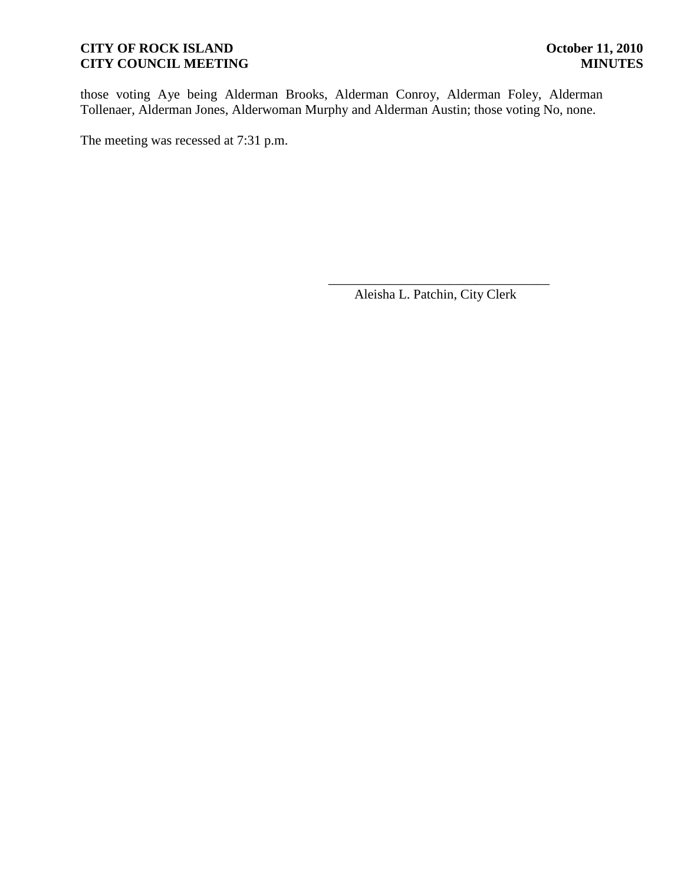those voting Aye being Alderman Brooks, Alderman Conroy, Alderman Foley, Alderman Tollenaer, Alderman Jones, Alderwoman Murphy and Alderman Austin; those voting No, none.

The meeting was recessed at 7:31 p.m.

\_\_\_\_\_\_\_\_\_\_\_\_\_\_\_\_\_\_\_\_\_\_\_\_\_\_\_\_\_\_\_\_\_\_

Aleisha L. Patchin, City Clerk